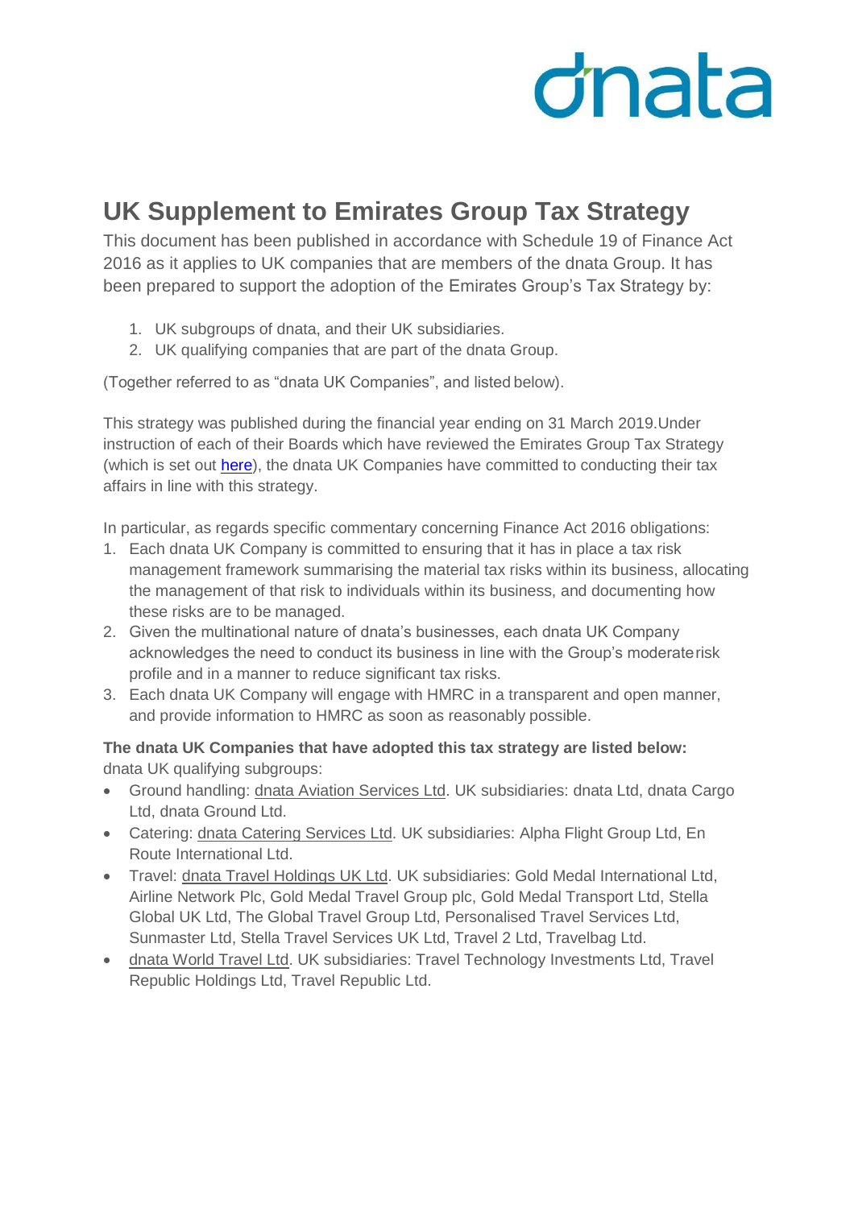# UK Supplement to Emirates Group Tax Strategy

This document has been published in accordance with Schedule 19 of Finance Act 2016 as it applies to UK companies that are members of the dnata Group. It has been prepared to support the adoption of the Emirates Group's Tax Strategy by:

1. UK subgroups of dnata, and their UK subsidiaries.
2. UK qualifying companies that are part of the dnata Group.

(Together referred to as "dnata UK Companies", and listed below).

This strategy was published during the financial year ending on 31 March 2019.Under instruction of each of their Boards which have reviewed the Emirates Group Tax Strategy (which is set out here), the dnata UK Companies have committed to conducting their tax affairs in line with this strategy.

In particular, as regards specific commentary concerning Finance Act 2016 obligations:

1. Each dnata UK Company is committed to ensuring that it has in place a tax risk management framework summarising the material tax risks within its business, allocating the management of that risk to individuals within its business, and documenting how these risks are to be managed.
2. Given the multinational nature of dnata's businesses, each dnata UK Company acknowledges the need to conduct its business in line with the Group's moderate risk profile and in a manner to reduce significant tax risks.
3. Each dnata UK Company will engage with HMRC in a transparent and open manner, and provide information to HMRC as soon as reasonably possible.

**The dnata UK Companies that have adopted this tax strategy are listed below:**
dnata UK qualifying subgroups:

- Ground handling: dnata Aviation Services Ltd. UK subsidiaries: dnata Ltd, dnata Cargo Ltd, dnata Ground Ltd.
- Catering: dnata Catering Services Ltd. UK subsidiaries: Alpha Flight Group Ltd, En Route International Ltd.
- Travel: dnata Travel Holdings UK Ltd. UK subsidiaries: Gold Medal International Ltd, Airline Network Plc, Gold Medal Travel Group plc, Gold Medal Transport Ltd, Stella Global UK Ltd, The Global Travel Group Ltd, Personalised Travel Services Ltd, Sunmaster Ltd, Stella Travel Services UK Ltd, Travel 2 Ltd, Travelbag Ltd.
- dnata World Travel Ltd. UK subsidiaries: Travel Technology Investments Ltd, Travel Republic Holdings Ltd, Travel Republic Ltd.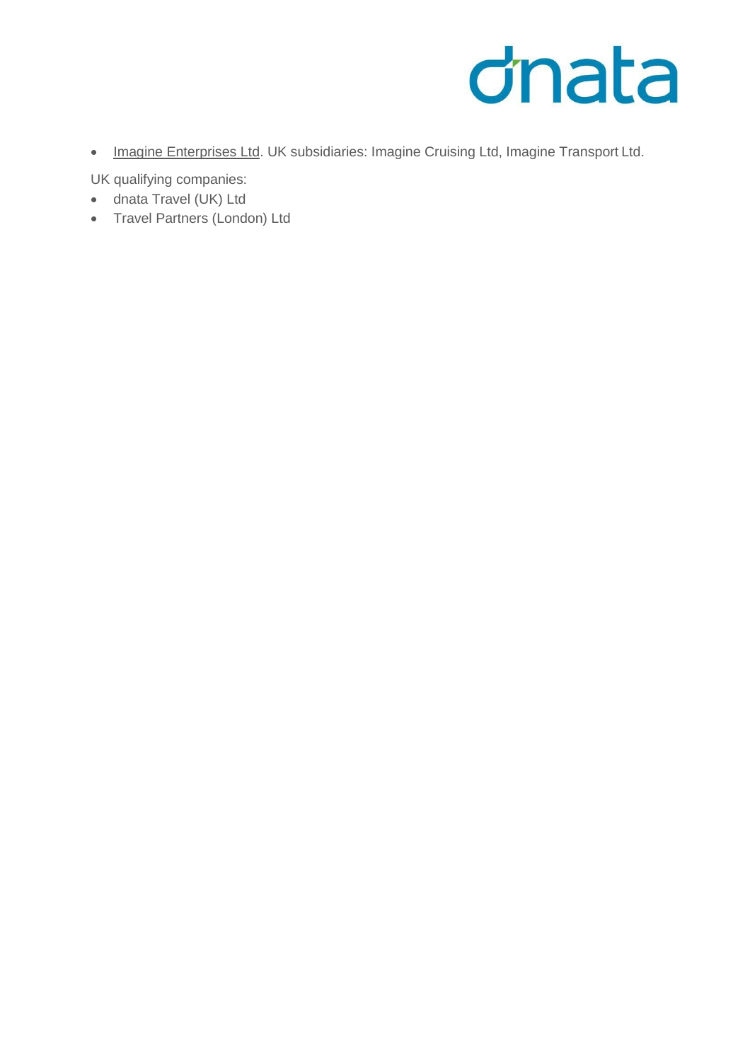- Imagine Enterprises Ltd. UK subsidiaries: Imagine Cruising Ltd, Imagine Transport Ltd.

UK qualifying companies:

- dnata Travel (UK) Ltd
- Travel Partners (London) Ltd